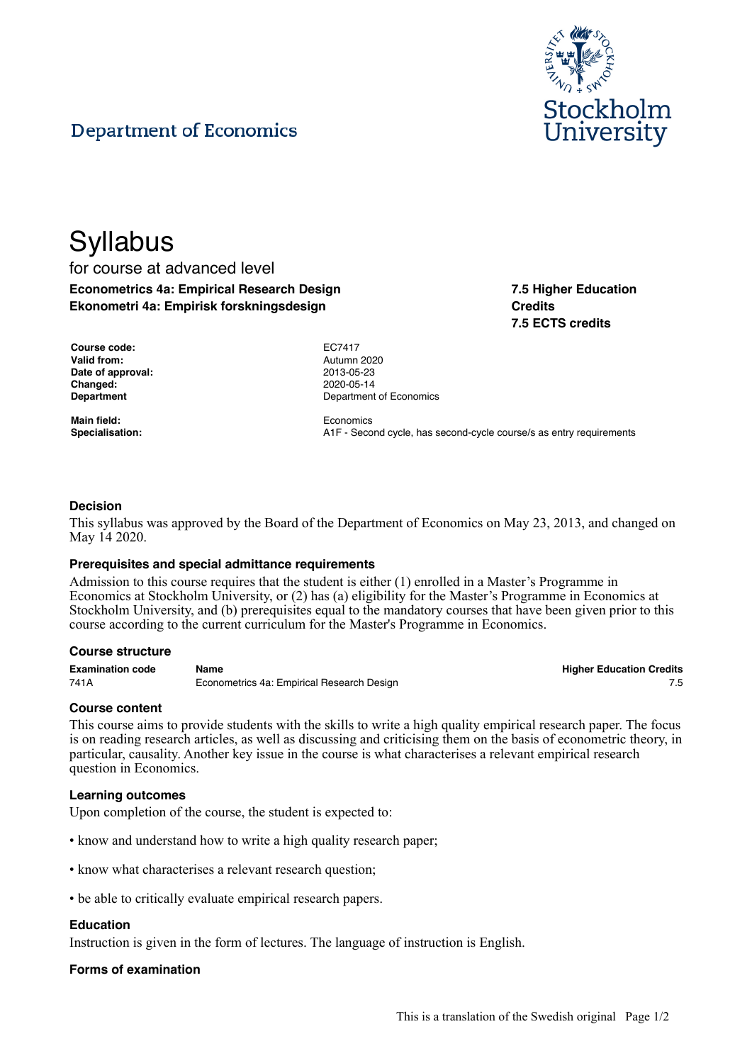Department of Economics

# Syllabus

for course at advanced level

**Econometrics 4a: Empirical Research Design**
**Ekonometri 4a: Empirisk forskningsdesign**

**7.5 Higher Education Credits**
**7.5 ECTS credits**

| | |
|---|---|
| **Course code:** | EC7417 |
| **Valid from:** | Autumn 2020 |
| **Date of approval:** | 2013-05-23 |
| **Changed:** | 2020-05-14 |
| **Department** | Department of Economics |
| **Main field:** | Economics |
| **Specialisation:** | A1F - Second cycle, has second-cycle course/s as entry requirements |

### Decision

This syllabus was approved by the Board of the Department of Economics on May 23, 2013, and changed on May 14 2020.

### Prerequisites and special admittance requirements

Admission to this course requires that the student is either (1) enrolled in a Master's Programme in Economics at Stockholm University, or (2) has (a) eligibility for the Master's Programme in Economics at Stockholm University, and (b) prerequisites equal to the mandatory courses that have been given prior to this course according to the current curriculum for the Master's Programme in Economics.

### Course structure

| Examination code | Name | Higher Education Credits |
|---|---|---|
| 741A | Econometrics 4a: Empirical Research Design | 7.5 |

### Course content

This course aims to provide students with the skills to write a high quality empirical research paper. The focus is on reading research articles, as well as discussing and criticising them on the basis of econometric theory, in particular, causality. Another key issue in the course is what characterises a relevant empirical research question in Economics.

### Learning outcomes

Upon completion of the course, the student is expected to:

- know and understand how to write a high quality research paper;
- know what characterises a relevant research question;
- be able to critically evaluate empirical research papers.

### Education

Instruction is given in the form of lectures. The language of instruction is English.

### Forms of examination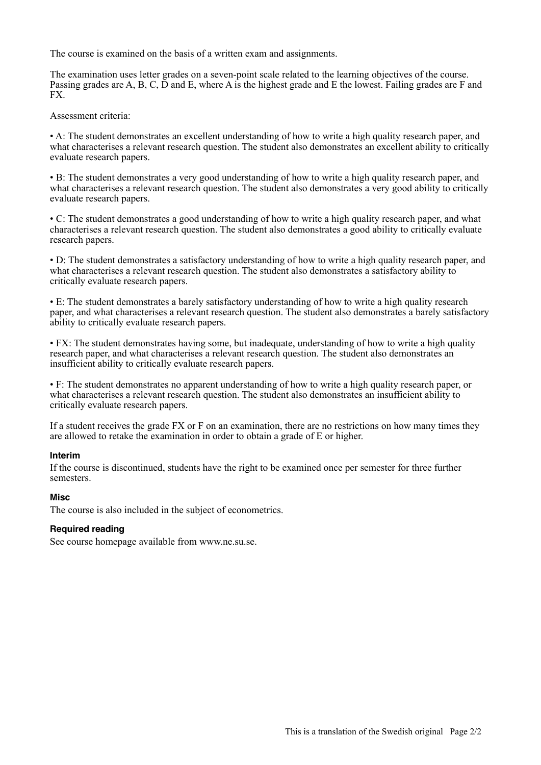The course is examined on the basis of a written exam and assignments.

The examination uses letter grades on a seven-point scale related to the learning objectives of the course. Passing grades are A, B, C, D and E, where A is the highest grade and E the lowest. Failing grades are F and FX.

Assessment criteria:

• A: The student demonstrates an excellent understanding of how to write a high quality research paper, and what characterises a relevant research question. The student also demonstrates an excellent ability to critically evaluate research papers.

• B: The student demonstrates a very good understanding of how to write a high quality research paper, and what characterises a relevant research question. The student also demonstrates a very good ability to critically evaluate research papers.

• C: The student demonstrates a good understanding of how to write a high quality research paper, and what characterises a relevant research question. The student also demonstrates a good ability to critically evaluate research papers.

• D: The student demonstrates a satisfactory understanding of how to write a high quality research paper, and what characterises a relevant research question. The student also demonstrates a satisfactory ability to critically evaluate research papers.

• E: The student demonstrates a barely satisfactory understanding of how to write a high quality research paper, and what characterises a relevant research question. The student also demonstrates a barely satisfactory ability to critically evaluate research papers.

• FX: The student demonstrates having some, but inadequate, understanding of how to write a high quality research paper, and what characterises a relevant research question. The student also demonstrates an insufficient ability to critically evaluate research papers.

• F: The student demonstrates no apparent understanding of how to write a high quality research paper, or what characterises a relevant research question. The student also demonstrates an insufficient ability to critically evaluate research papers.

If a student receives the grade FX or F on an examination, there are no restrictions on how many times they are allowed to retake the examination in order to obtain a grade of E or higher.

### Interim

If the course is discontinued, students have the right to be examined once per semester for three further semesters.

### Misc

The course is also included in the subject of econometrics.

### Required reading

See course homepage available from www.ne.su.se.

This is a translation of the Swedish original